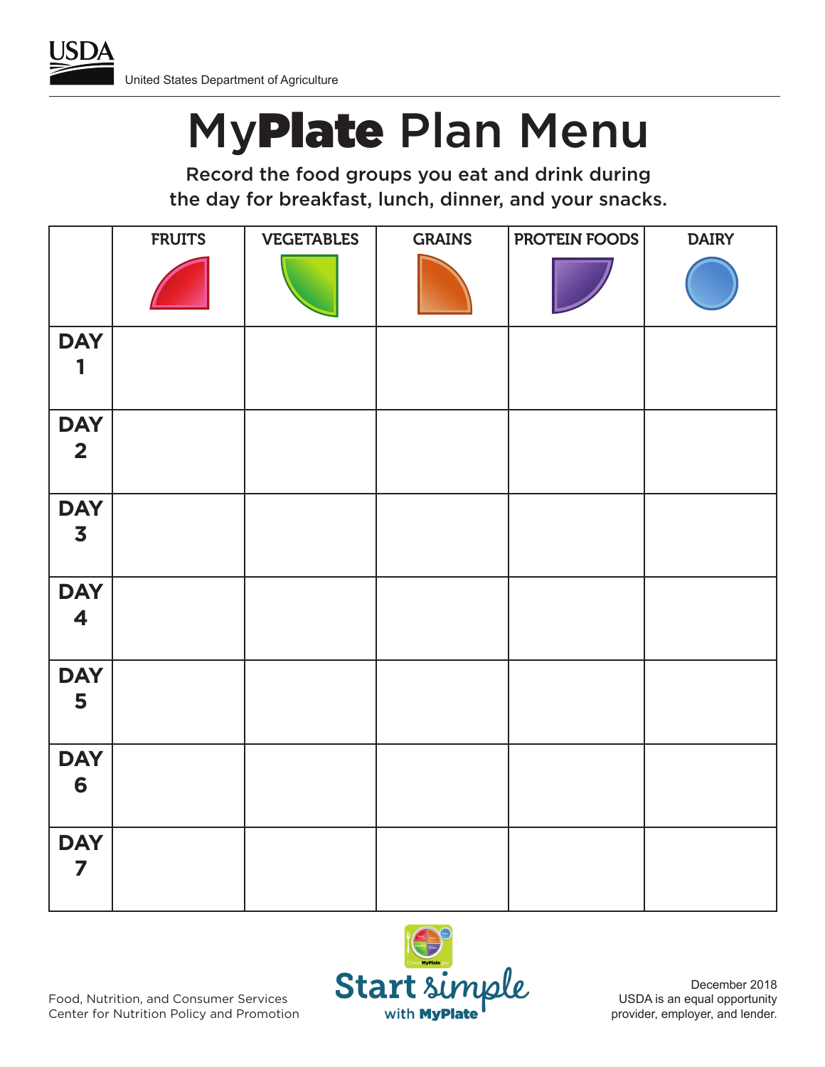USDA

United States Department of Agriculture

# MyPlate Plan Menu

Record the food groups you eat and drink during the day for breakfast, lunch, dinner, and your snacks.

| | FRUITS | VEGETABLES | GRAINS | PROTEIN FOODS | DAIRY |
|---|---|---|---|---|---|
| DAY 1 | | | | | |
| DAY 2 | | | | | |
| DAY 3 | | | | | |
| DAY 4 | | | | | |
| DAY 5 | | | | | |
| DAY 6 | | | | | |
| DAY 7 | | | | | |

Food, Nutrition, and Consumer Services
Center for Nutrition Policy and Promotion

Start simple with MyPlate

December 2018
USDA is an equal opportunity provider, employer, and lender.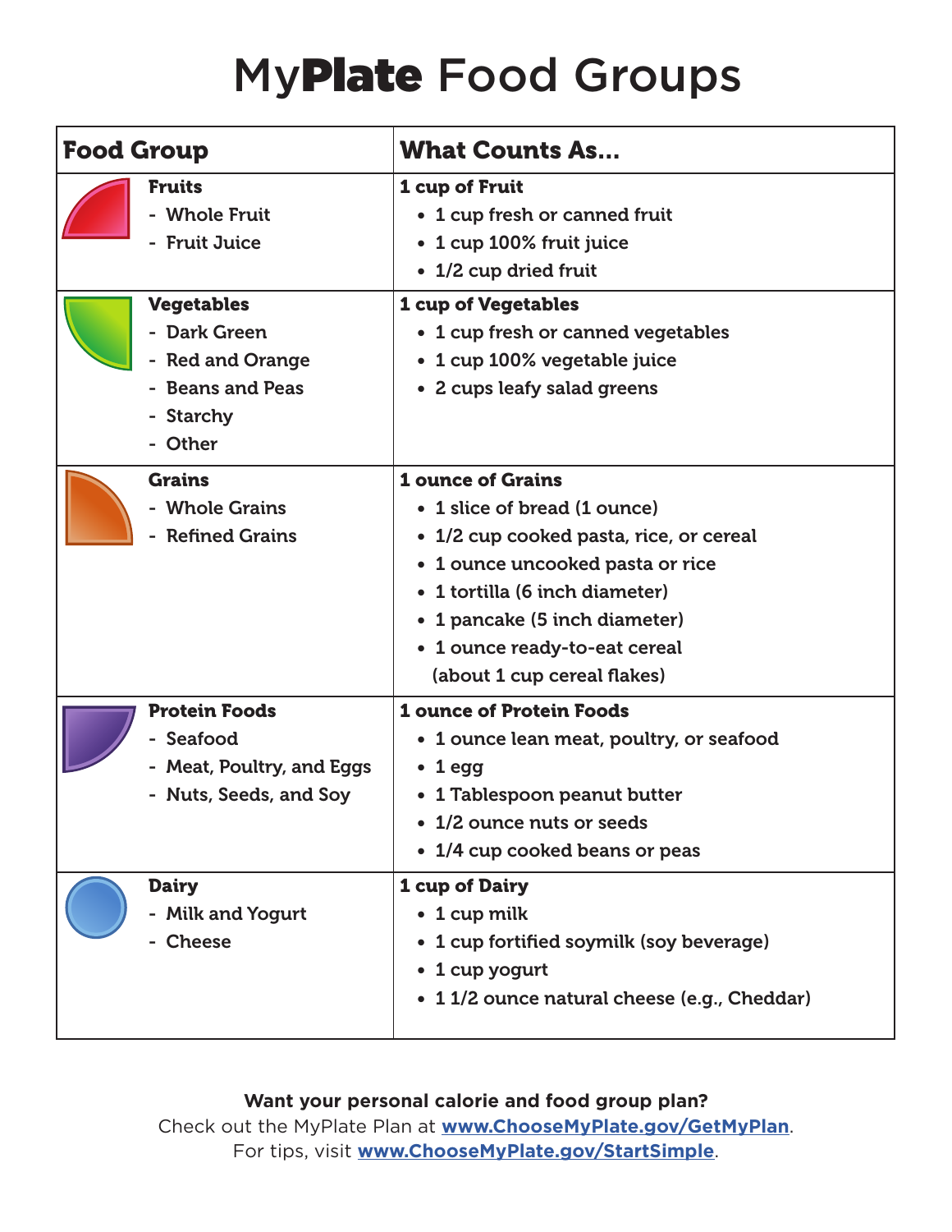# MyPlate Food Groups

| Food Group | What Counts As... |
|---|---|
| **Fruits**<br>- Whole Fruit<br>- Fruit Juice | **1 cup of Fruit**<br>• 1 cup fresh or canned fruit<br>• 1 cup 100% fruit juice<br>• 1/2 cup dried fruit |
| **Vegetables**<br>- Dark Green<br>- Red and Orange<br>- Beans and Peas<br>- Starchy<br>- Other | **1 cup of Vegetables**<br>• 1 cup fresh or canned vegetables<br>• 1 cup 100% vegetable juice<br>• 2 cups leafy salad greens |
| **Grains**<br>- Whole Grains<br>- Refined Grains | **1 ounce of Grains**<br>• 1 slice of bread (1 ounce)<br>• 1/2 cup cooked pasta, rice, or cereal<br>• 1 ounce uncooked pasta or rice<br>• 1 tortilla (6 inch diameter)<br>• 1 pancake (5 inch diameter)<br>• 1 ounce ready-to-eat cereal (about 1 cup cereal flakes) |
| **Protein Foods**<br>- Seafood<br>- Meat, Poultry, and Eggs<br>- Nuts, Seeds, and Soy | **1 ounce of Protein Foods**<br>• 1 ounce lean meat, poultry, or seafood<br>• 1 egg<br>• 1 Tablespoon peanut butter<br>• 1/2 ounce nuts or seeds<br>• 1/4 cup cooked beans or peas |
| **Dairy**<br>- Milk and Yogurt<br>- Cheese | **1 cup of Dairy**<br>• 1 cup milk<br>• 1 cup fortified soymilk (soy beverage)<br>• 1 cup yogurt<br>• 1 1/2 ounce natural cheese (e.g., Cheddar) |

**Want your personal calorie and food group plan?**

Check out the MyPlate Plan at **www.ChooseMyPlate.gov/GetMyPlan**.

For tips, visit **www.ChooseMyPlate.gov/StartSimple**.